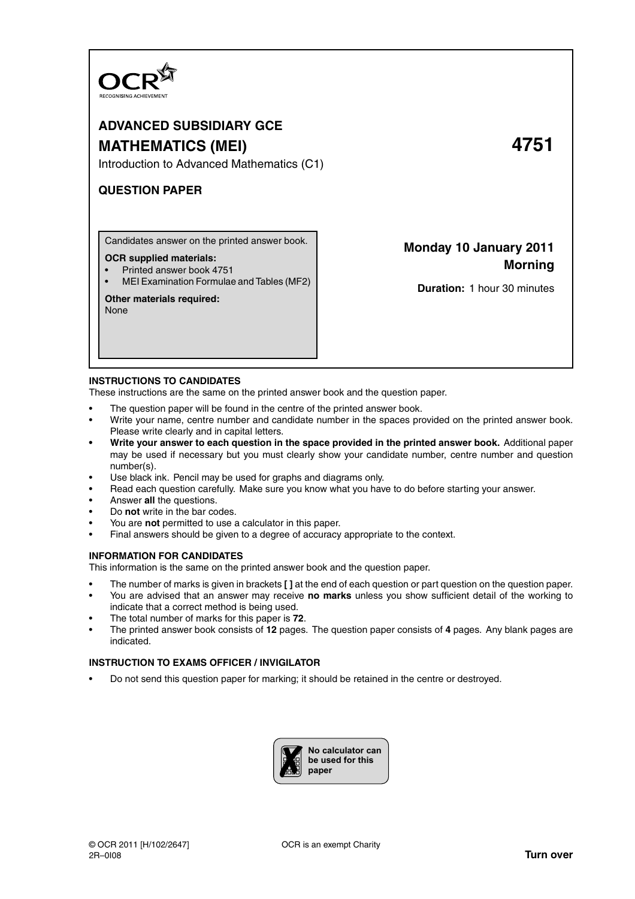OCR

RECOGNISING ACHIEVEMENT

# ADVANCED SUBSIDIARY GCE

# MATHEMATICS (MEI) 4751

Introduction to Advanced Mathematics (C1)

## QUESTION PAPER

Candidates answer on the printed answer book.

**OCR supplied materials:**

- Printed answer book 4751
- MEI Examination Formulae and Tables (MF2)

**Other materials required:**
None

**Monday 10 January 2011**
**Morning**

**Duration:** 1 hour 30 minutes

## INSTRUCTIONS TO CANDIDATES

These instructions are the same on the printed answer book and the question paper.

- The question paper will be found in the centre of the printed answer book.
- Write your name, centre number and candidate number in the spaces provided on the printed answer book. Please write clearly and in capital letters.
- **Write your answer to each question in the space provided in the printed answer book.** Additional paper may be used if necessary but you must clearly show your candidate number, centre number and question number(s).
- Use black ink. Pencil may be used for graphs and diagrams only.
- Read each question carefully. Make sure you know what you have to do before starting your answer.
- Answer **all** the questions.
- Do **not** write in the bar codes.
- You are **not** permitted to use a calculator in this paper.
- Final answers should be given to a degree of accuracy appropriate to the context.

## INFORMATION FOR CANDIDATES

This information is the same on the printed answer book and the question paper.

- The number of marks is given in brackets **[ ]** at the end of each question or part question on the question paper.
- You are advised that an answer may receive **no marks** unless you show sufficient detail of the working to indicate that a correct method is being used.
- The total number of marks for this paper is **72**.
- The printed answer book consists of **12** pages. The question paper consists of **4** pages. Any blank pages are indicated.

## INSTRUCTION TO EXAMS OFFICER / INVIGILATOR

- Do not send this question paper for marking; it should be retained in the centre or destroyed.

**No calculator can be used for this paper**

© OCR 2011 [H/102/2647]
2R–0I08

OCR is an exempt Charity

**Turn over**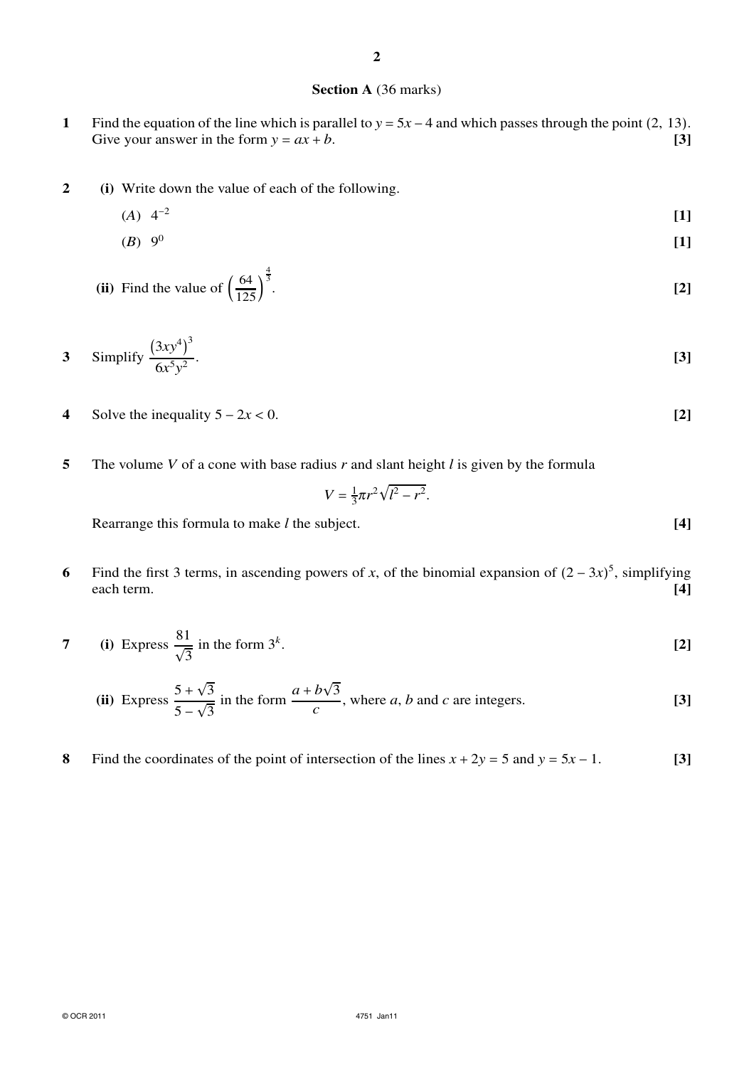## Section A (36 marks)

**1** Find the equation of the line which is parallel to $y = 5x - 4$ and which passes through the point $(2, 13)$. Give your answer in the form $y = ax + b$. **[3]**

**2** **(i)** Write down the value of each of the following.

($A$) $4^{-2}$ **[1]**

($B$) $9^{0}$ **[1]**

**(ii)** Find the value of $\left(\frac{64}{125}\right)^{\frac{4}{3}}$. **[2]**

**3** Simplify $\dfrac{(3xy^4)^3}{6x^5y^2}$. **[3]**

**4** Solve the inequality $5 - 2x < 0$. **[2]**

**5** The volume $V$ of a cone with base radius $r$ and slant height $l$ is given by the formula

$$V = \tfrac{1}{3}\pi r^2 \sqrt{l^2 - r^2}.$$

Rearrange this formula to make $l$ the subject. **[4]**

**6** Find the first 3 terms, in ascending powers of $x$, of the binomial expansion of $(2 - 3x)^5$, simplifying each term. **[4]**

**7** **(i)** Express $\dfrac{81}{\sqrt{3}}$ in the form $3^k$. **[2]**

**(ii)** Express $\dfrac{5 + \sqrt{3}}{5 - \sqrt{3}}$ in the form $\dfrac{a + b\sqrt{3}}{c}$, where $a$, $b$ and $c$ are integers. **[3]**

**8** Find the coordinates of the point of intersection of the lines $x + 2y = 5$ and $y = 5x - 1$. **[3]**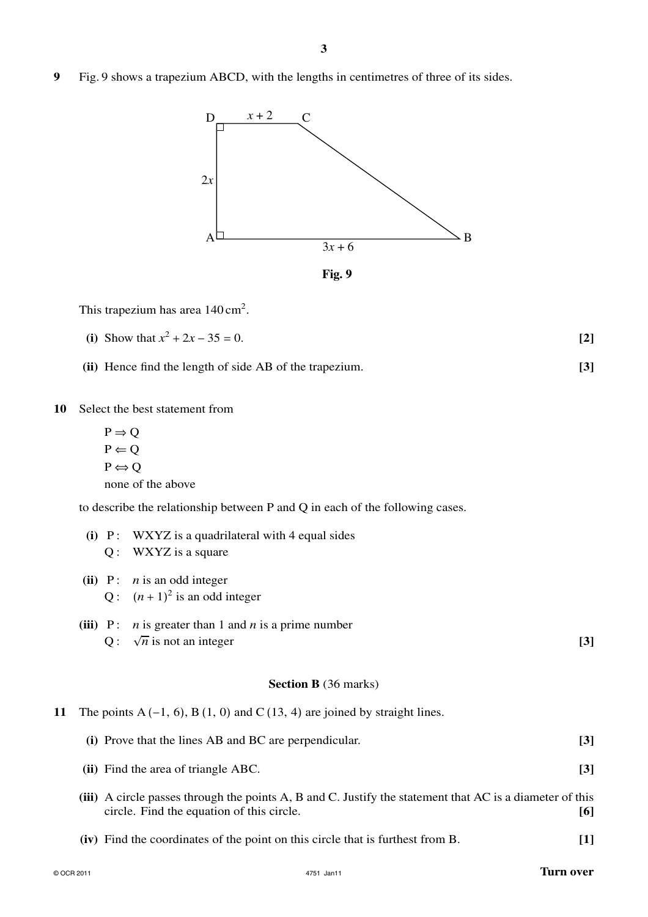**9** Fig. 9 shows a trapezium ABCD, with the lengths in centimetres of three of its sides.

**Fig. 9**

This trapezium has area $140\,\text{cm}^2$.

**(i)** Show that $x^2 + 2x - 35 = 0$. **[2]**

**(ii)** Hence find the length of side AB of the trapezium. **[3]**

**10** Select the best statement from

$P \Rightarrow Q$
$P \Leftarrow Q$
$P \Leftrightarrow Q$
none of the above

to describe the relationship between P and Q in each of the following cases.

**(i)** P : WXYZ is a quadrilateral with 4 equal sides
Q : WXYZ is a square

**(ii)** P : $n$ is an odd integer
Q : $(n + 1)^2$ is an odd integer

**(iii)** P : $n$ is greater than 1 and $n$ is a prime number
Q : $\sqrt{n}$ is not an integer **[3]**

## Section B (36 marks)

**11** The points A $(-1, 6)$, B $(1, 0)$ and C $(13, 4)$ are joined by straight lines.

**(i)** Prove that the lines AB and BC are perpendicular. **[3]**

**(ii)** Find the area of triangle ABC. **[3]**

**(iii)** A circle passes through the points A, B and C. Justify the statement that AC is a diameter of this circle. Find the equation of this circle. **[6]**

**(iv)** Find the coordinates of the point on this circle that is furthest from B. **[1]**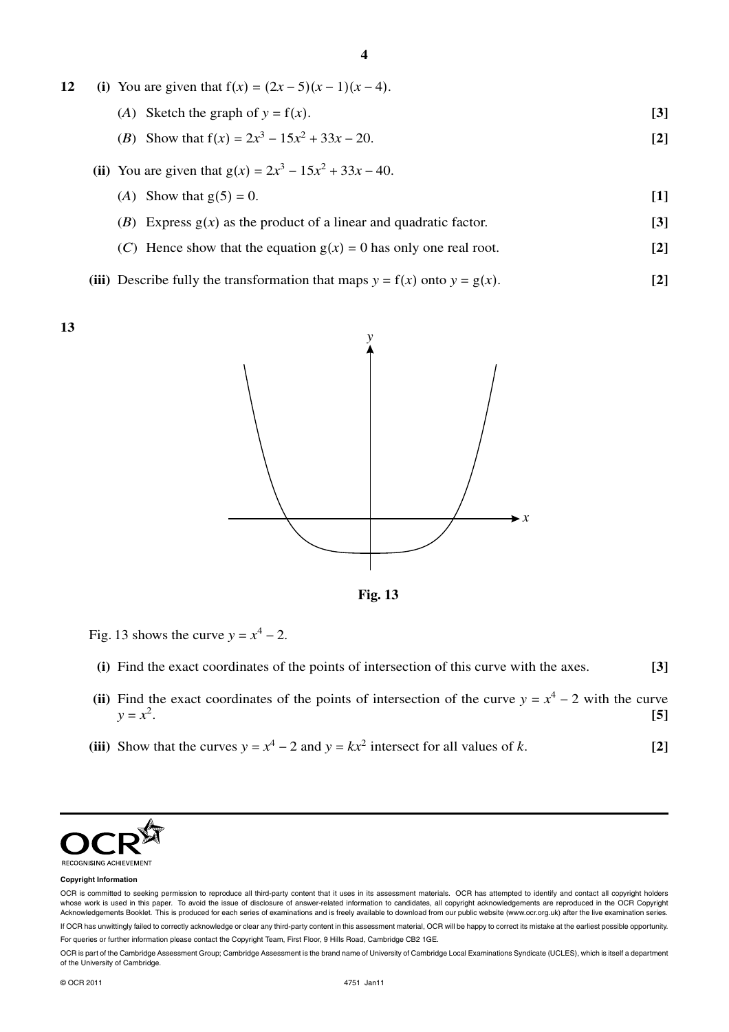**12** **(i)** You are given that $f(x) = (2x - 5)(x - 1)(x - 4)$.

(*A*) Sketch the graph of $y = f(x)$. **[3]**

(*B*) Show that $f(x) = 2x^3 - 15x^2 + 33x - 20$. **[2]**

**(ii)** You are given that $g(x) = 2x^3 - 15x^2 + 33x - 40$.

(*A*) Show that $g(5) = 0$. **[1]**

(*B*) Express $g(x)$ as the product of a linear and quadratic factor. **[3]**

(*C*) Hence show that the equation $g(x) = 0$ has only one real root. **[2]**

**(iii)** Describe fully the transformation that maps $y = f(x)$ onto $y = g(x)$. **[2]**

**13**

**Fig. 13**

Fig. 13 shows the curve $y = x^4 - 2$.

**(i)** Find the exact coordinates of the points of intersection of this curve with the axes. **[3]**

**(ii)** Find the exact coordinates of the points of intersection of the curve $y = x^4 - 2$ with the curve $y = x^2$. **[5]**

**(iii)** Show that the curves $y = x^4 - 2$ and $y = kx^2$ intersect for all values of $k$. **[2]**

**Copyright Information**

OCR is committed to seeking permission to reproduce all third-party content that it uses in its assessment materials. OCR has attempted to identify and contact all copyright holders whose work is used in this paper. To avoid the issue of disclosure of answer-related information to candidates, all copyright acknowledgements are reproduced in the OCR Copyright Acknowledgements Booklet. This is produced for each series of examinations and is freely available to download from our public website (www.ocr.org.uk) after the live examination series.

If OCR has unwittingly failed to correctly acknowledge or clear any third-party content in this assessment material, OCR will be happy to correct its mistake at the earliest possible opportunity.

For queries or further information please contact the Copyright Team, First Floor, 9 Hills Road, Cambridge CB2 1GE.

OCR is part of the Cambridge Assessment Group; Cambridge Assessment is the brand name of University of Cambridge Local Examinations Syndicate (UCLES), which is itself a department of the University of Cambridge.

© OCR 2011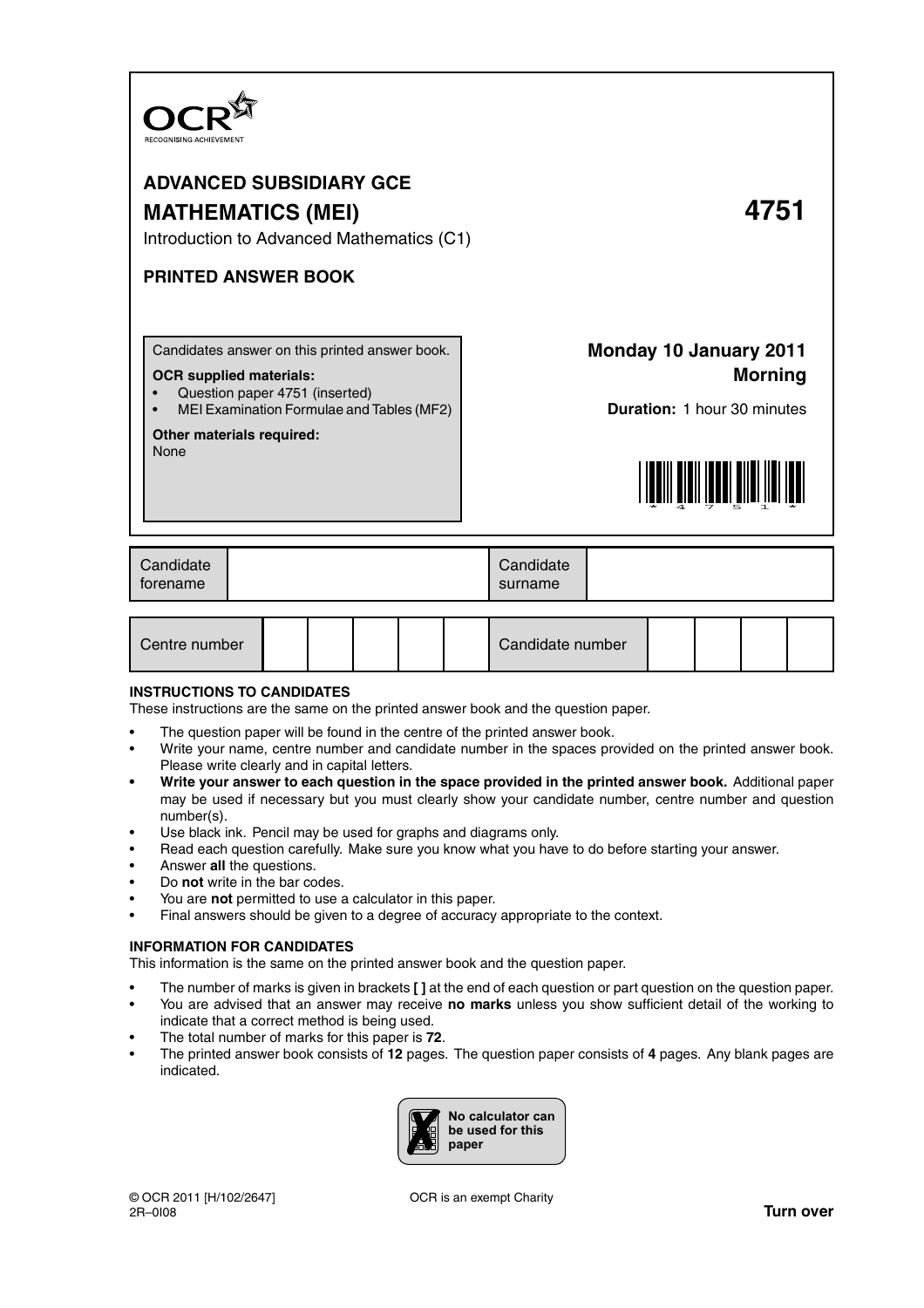# ADVANCED SUBSIDIARY GCE

# MATHEMATICS (MEI) 4751

Introduction to Advanced Mathematics (C1)

## PRINTED ANSWER BOOK

Candidates answer on this printed answer book.

**OCR supplied materials:**

- Question paper 4751 (inserted)
- MEI Examination Formulae and Tables (MF2)

**Other materials required:**
None

**Monday 10 January 2011**
**Morning**

**Duration:** 1 hour 30 minutes

| Candidate forename | | Candidate surname | |
|---|---|---|---|

| Centre number | | | | | | Candidate number | | | | |
|---|---|---|---|---|---|---|---|---|---|---|

### INSTRUCTIONS TO CANDIDATES

These instructions are the same on the printed answer book and the question paper.

- The question paper will be found in the centre of the printed answer book.
- Write your name, centre number and candidate number in the spaces provided on the printed answer book. Please write clearly and in capital letters.
- **Write your answer to each question in the space provided in the printed answer book.** Additional paper may be used if necessary but you must clearly show your candidate number, centre number and question number(s).
- Use black ink. Pencil may be used for graphs and diagrams only.
- Read each question carefully. Make sure you know what you have to do before starting your answer.
- Answer **all** the questions.
- Do **not** write in the bar codes.
- You are **not** permitted to use a calculator in this paper.
- Final answers should be given to a degree of accuracy appropriate to the context.

### INFORMATION FOR CANDIDATES

This information is the same on the printed answer book and the question paper.

- The number of marks is given in brackets **[ ]** at the end of each question or part question on the question paper.
- You are advised that an answer may receive **no marks** unless you show sufficient detail of the working to indicate that a correct method is being used.
- The total number of marks for this paper is **72**.
- The printed answer book consists of **12** pages. The question paper consists of **4** pages. Any blank pages are indicated.

**No calculator can be used for this paper**

© OCR 2011 [H/102/2647]
2R–0I08

OCR is an exempt Charity

**Turn over**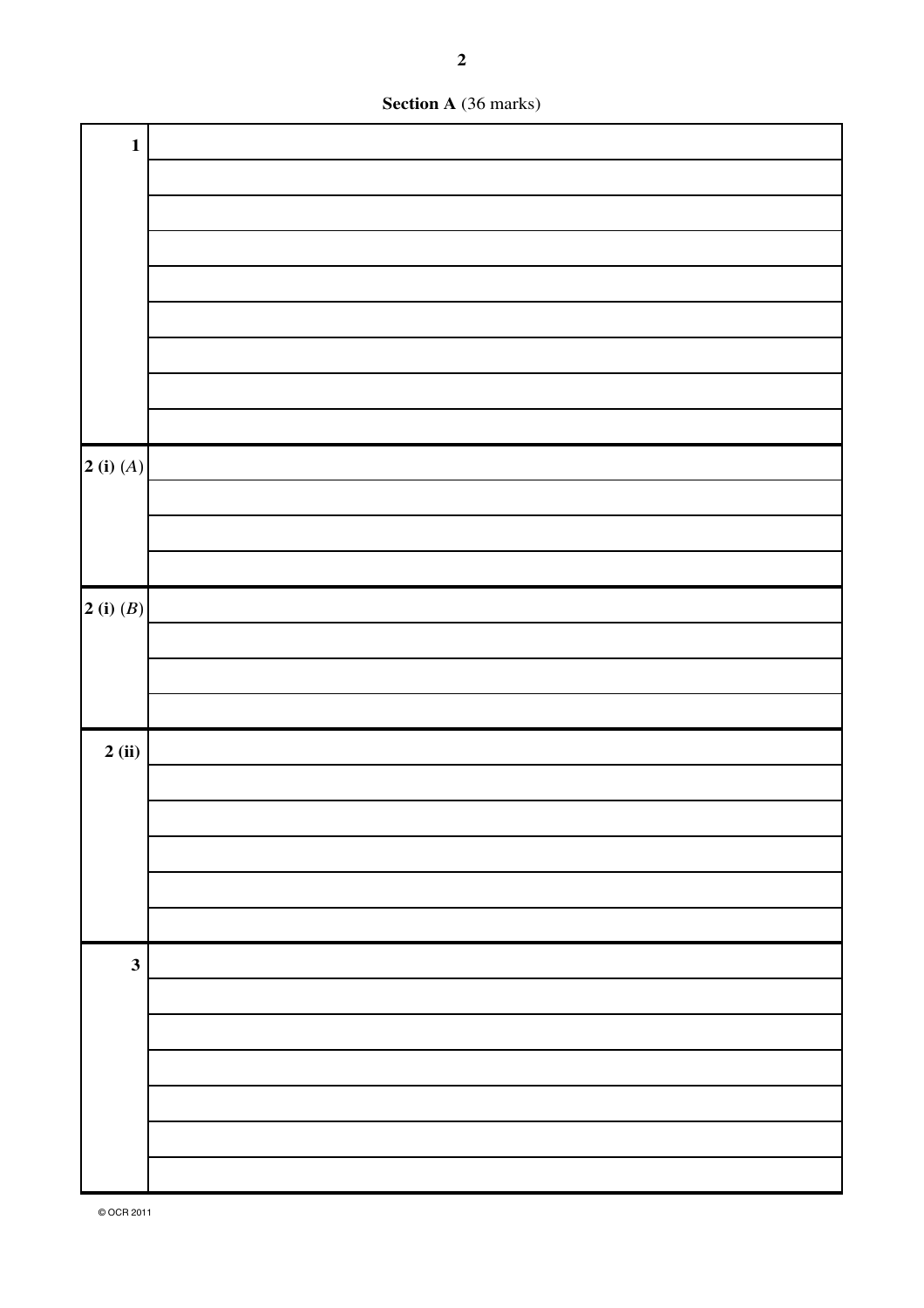**Section A** (36 marks)

| | |
|---|---|
| **1** | |
| | |
| | |
| | |
| | |
| | |
| | |
| | |
| | |
| **2 (i)** (*A*) | |
| | |
| | |
| | |
| **2 (i)** (*B*) | |
| | |
| | |
| | |
| **2 (ii)** | |
| | |
| | |
| | |
| | |
| | |
| **3** | |
| | |
| | |
| | |
| | |
| | |
| | |

© OCR 2011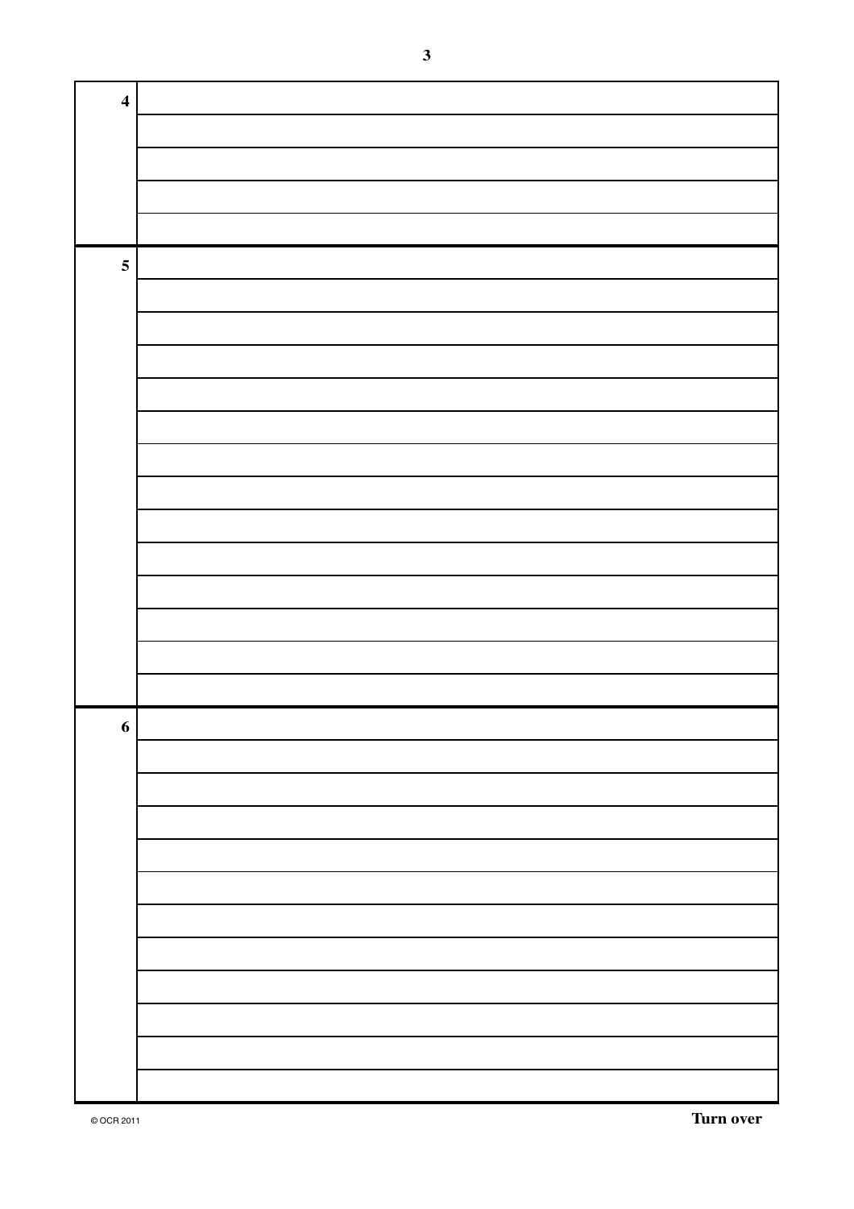| | |
|---|---|
| **4** | |
| | |
| | |
| | |
| | |
| **5** | |
| | |
| | |
| | |
| | |
| | |
| | |
| | |
| | |
| | |
| | |
| | |
| | |
| | |
| **6** | |
| | |
| | |
| | |
| | |
| | |
| | |
| | |
| | |
| | |
| | |
| | |

**Turn over**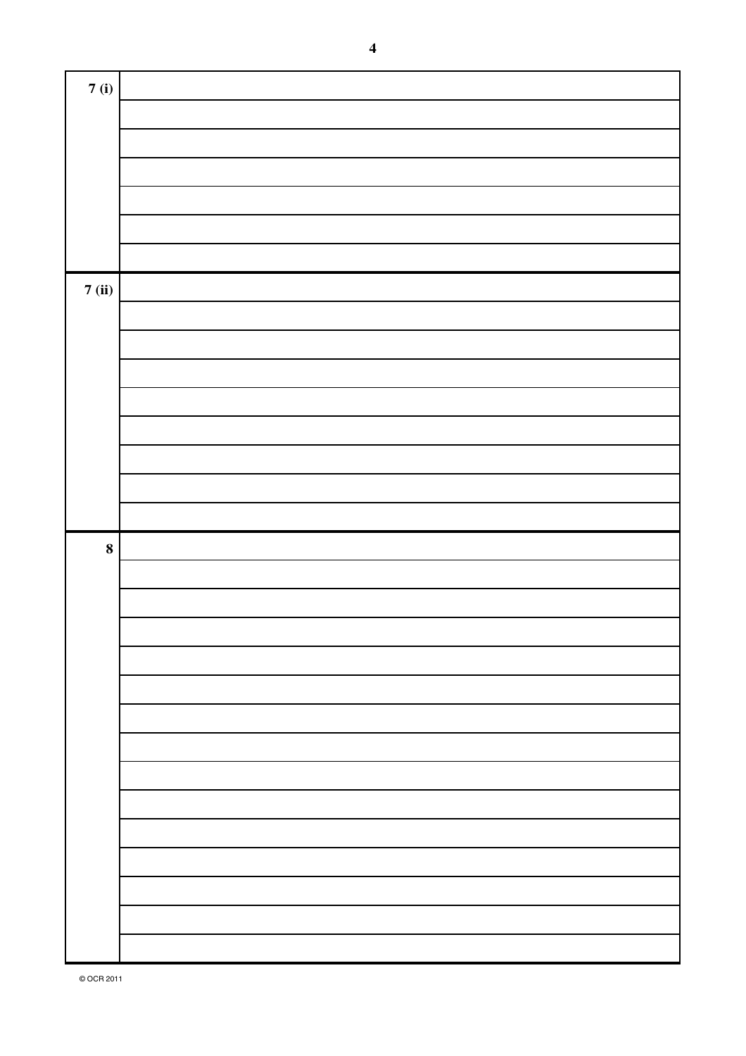| | |
|---|---|
| **7 (i)** | |
| | |
| | |
| | |
| | |
| | |
| | |
| **7 (ii)** | |
| | |
| | |
| | |
| | |
| | |
| | |
| | |
| | |
| **8** | |
| | |
| | |
| | |
| | |
| | |
| | |
| | |
| | |
| | |
| | |
| | |
| | |
| | |
| | |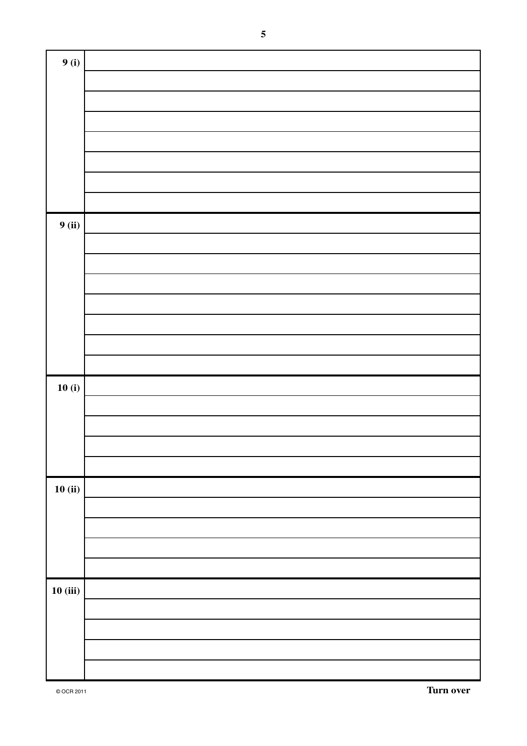| | |
|---|---|
| **9 (i)** | |
| | |
| | |
| | |
| | |
| | |
| | |
| | |
| **9 (ii)** | |
| | |
| | |
| | |
| | |
| | |
| | |
| | |
| **10 (i)** | |
| | |
| | |
| | |
| | |
| **10 (ii)** | |
| | |
| | |
| | |
| | |
| **10 (iii)** | |
| | |
| | |
| | |
| | |

**Turn over**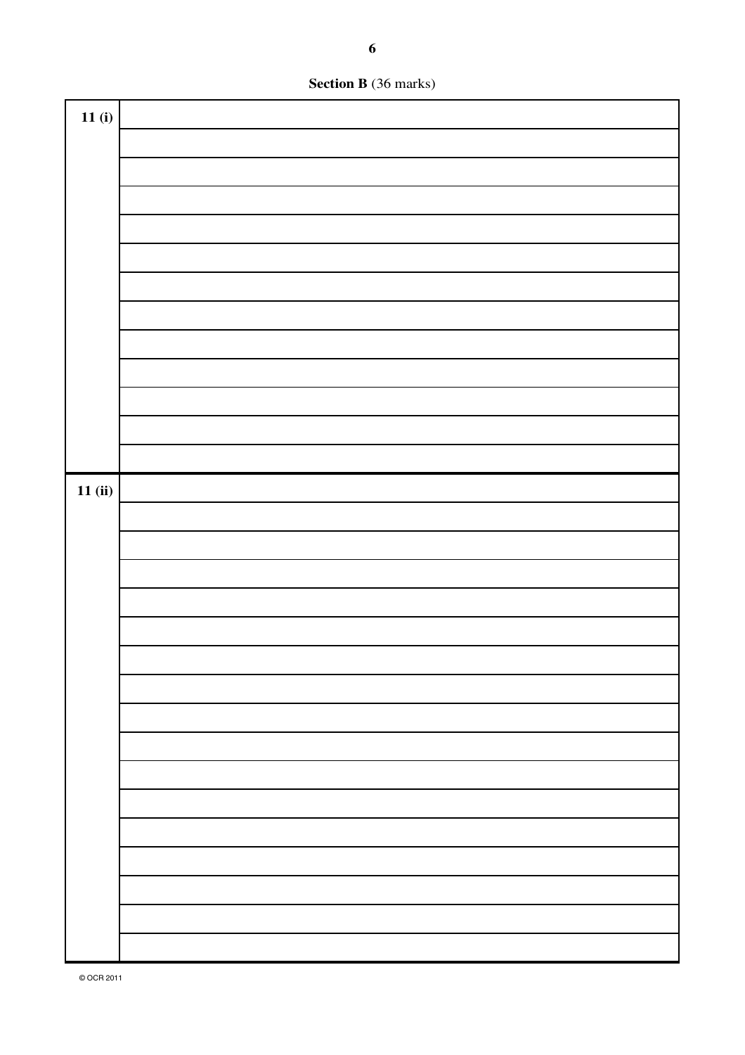**Section B** (36 marks)

| | |
|---|---|
| **11 (i)** | |
| | |
| | |
| | |
| | |
| | |
| | |
| | |
| | |
| | |
| | |
| | |
| | |
| **11 (ii)** | |
| | |
| | |
| | |
| | |
| | |
| | |
| | |
| | |
| | |
| | |
| | |
| | |
| | |
| | |
| | |
| | |

© OCR 2011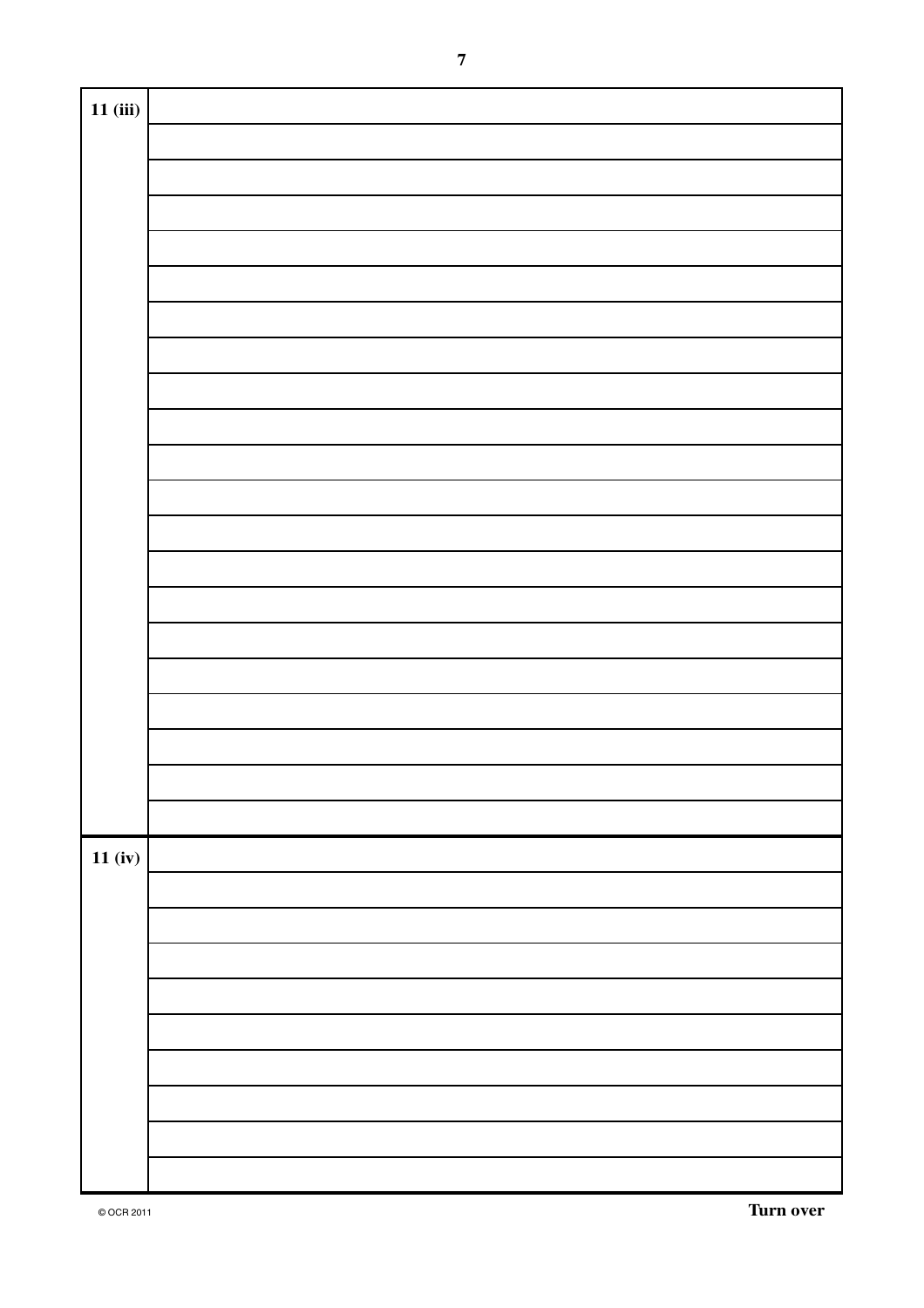| 11 (iii) | |
|---|---|
| | |
| | |
| | |
| | |
| | |
| | |
| | |
| | |
| | |
| | |
| | |
| | |
| | |
| | |
| | |
| | |
| | |
| | |
| | |
| | |

| 11 (iv) | |
|---|---|
| | |
| | |
| | |
| | |
| | |
| | |
| | |
| | |
| | |

Turn over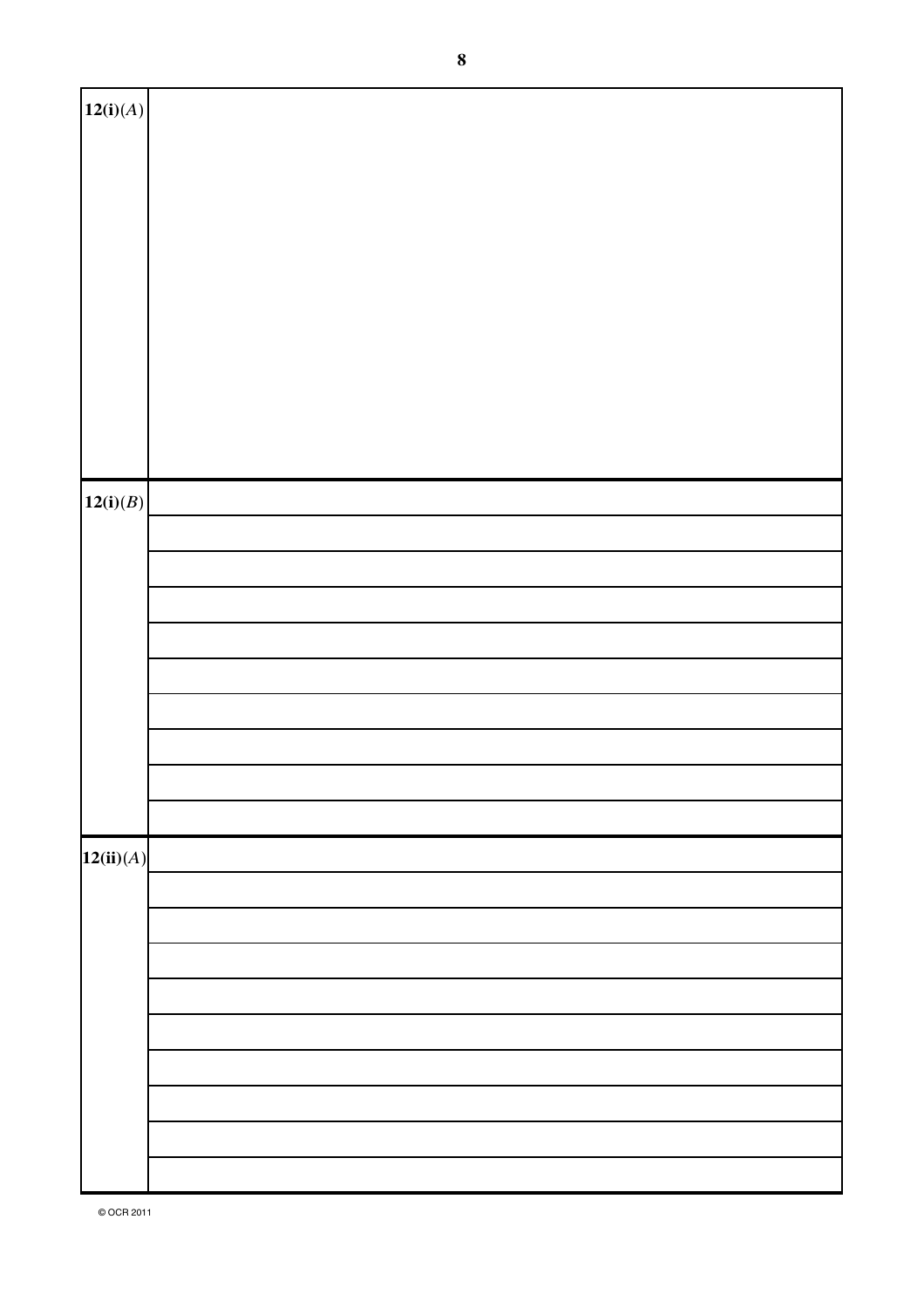| | |
|---|---|
| **12(i)**(*A*) | |
| **12(i)**(*B*) | |
| | |
| | |
| | |
| | |
| | |
| | |
| | |
| | |
| | |
| **12(ii)**(*A*) | |
| | |
| | |
| | |
| | |
| | |
| | |
| | |
| | |
| | |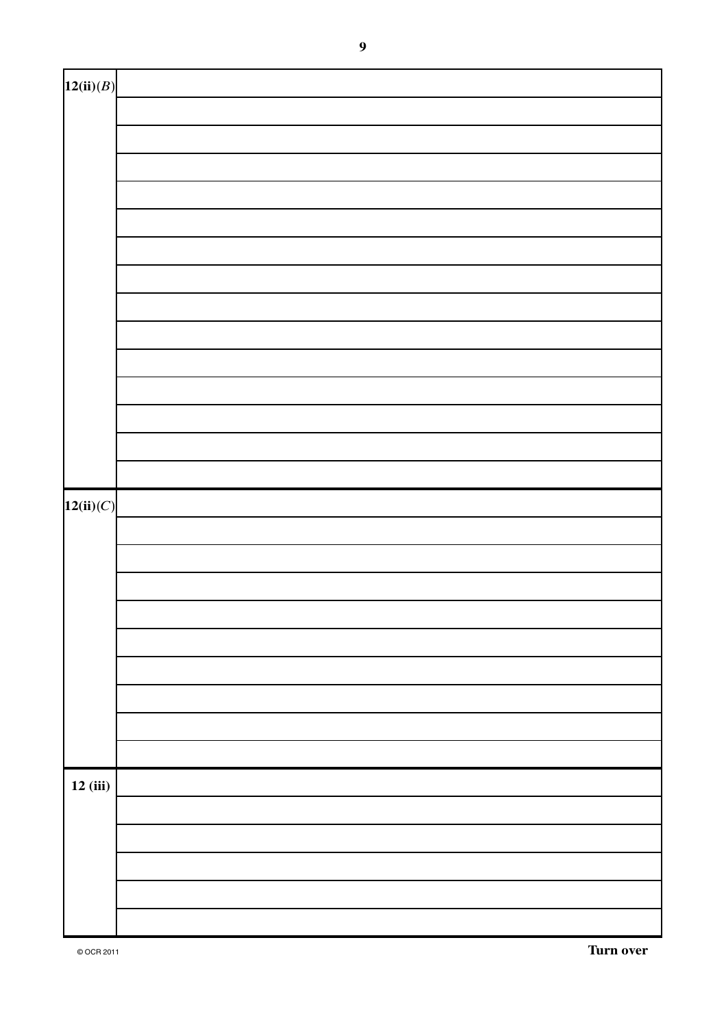| | |
|---|---|
| **12(ii)**$(B)$ | |
| | |
| | |
| | |
| | |
| | |
| | |
| | |
| | |
| | |
| | |
| | |
| | |
| | |
| | |
| **12(ii)**$(C)$ | |
| | |
| | |
| | |
| | |
| | |
| | |
| | |
| | |
| | |
| **12 (iii)** | |
| | |
| | |
| | |
| | |
| | |

© OCR 2011

**Turn over**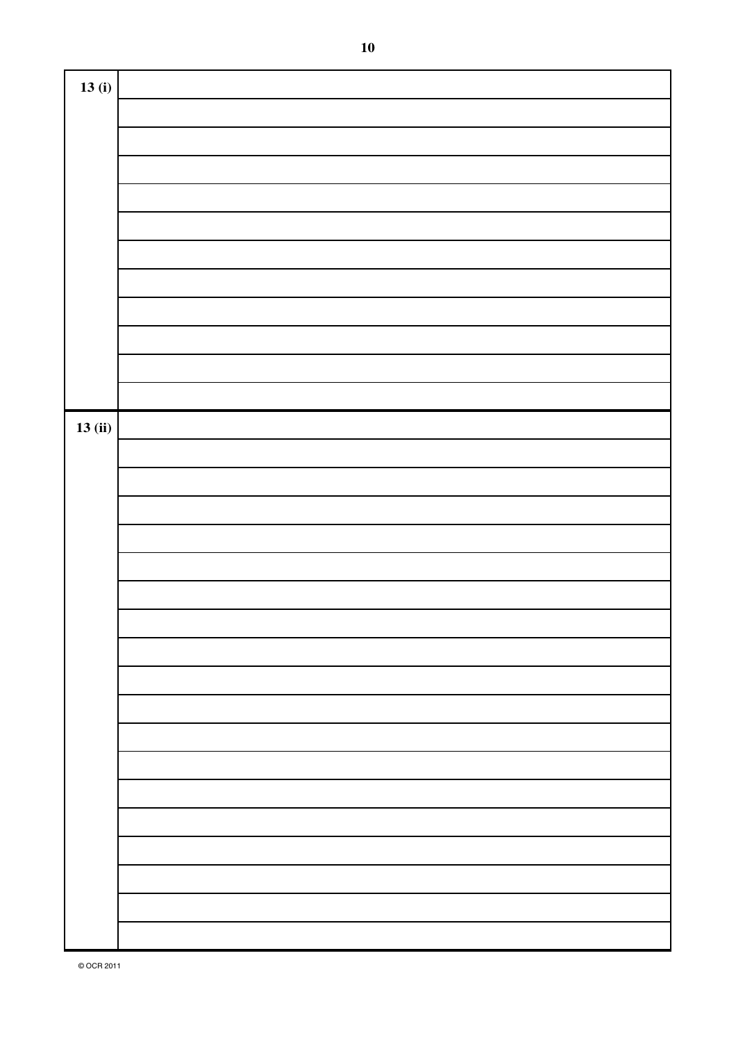| 13 (i) |  |
| --- | --- |
|  |  |
|  |  |
|  |  |
|  |  |
|  |  |
|  |  |
|  |  |
|  |  |
|  |  |
|  |  |
|  |  |
| 13 (ii) |  |
|  |  |
|  |  |
|  |  |
|  |  |
|  |  |
|  |  |
|  |  |
|  |  |
|  |  |
|  |  |
|  |  |
|  |  |
|  |  |
|  |  |
|  |  |
|  |  |
|  |  |
|  |  |

© OCR 2011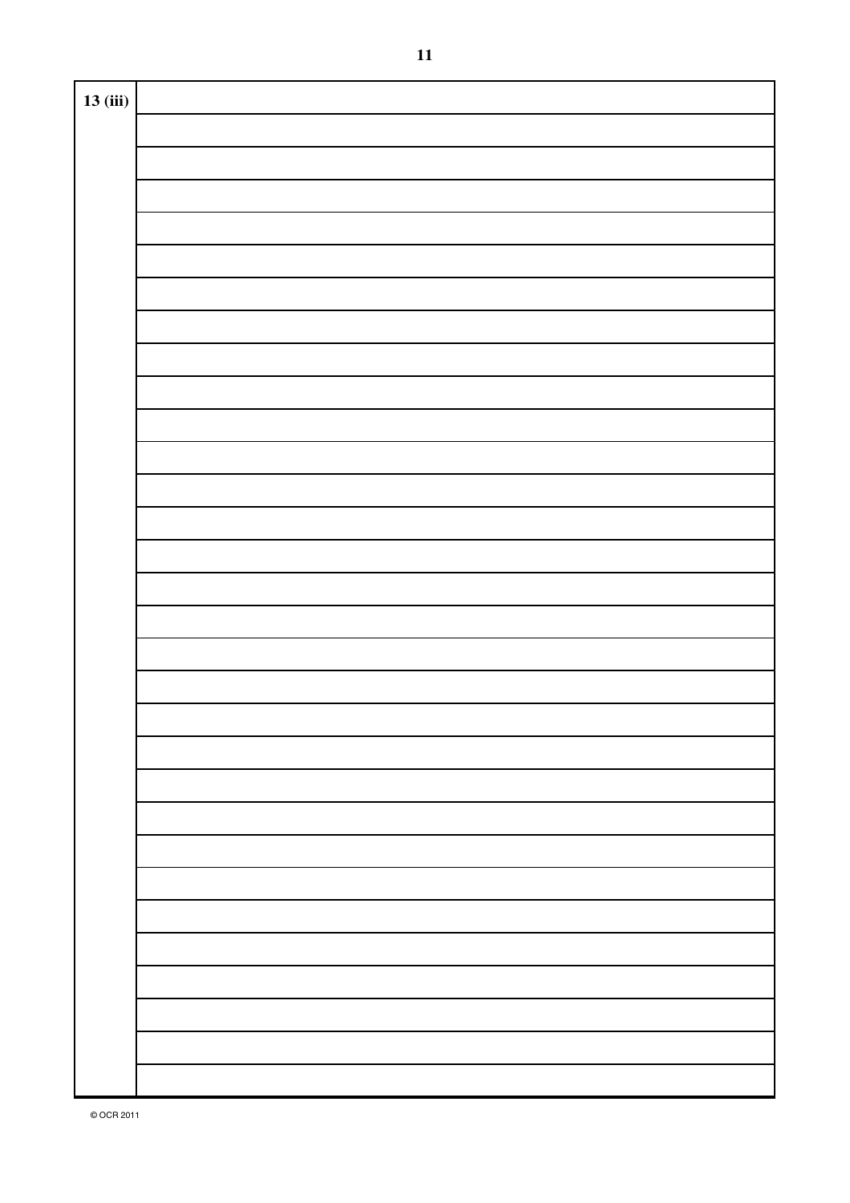13 (iii)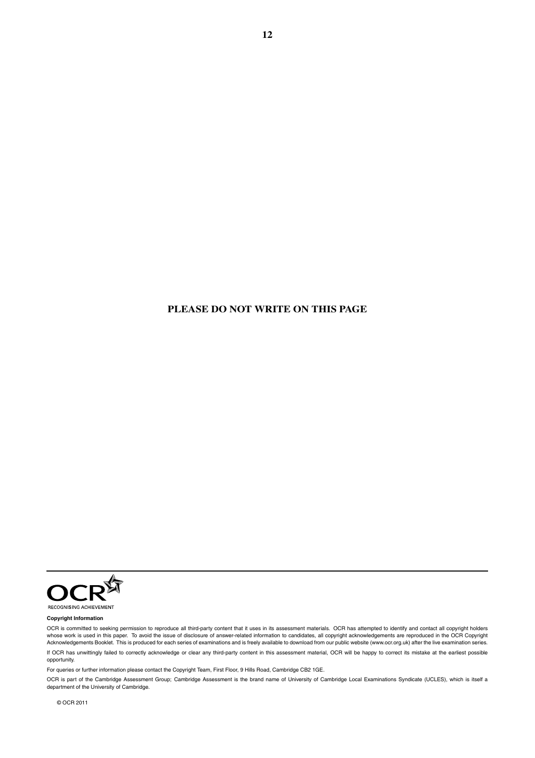**PLEASE DO NOT WRITE ON THIS PAGE**

OCR
RECOGNISING ACHIEVEMENT

**Copyright Information**

OCR is committed to seeking permission to reproduce all third-party content that it uses in its assessment materials. OCR has attempted to identify and contact all copyright holders whose work is used in this paper. To avoid the issue of disclosure of answer-related information to candidates, all copyright acknowledgements are reproduced in the OCR Copyright Acknowledgements Booklet. This is produced for each series of examinations and is freely available to download from our public website (www.ocr.org.uk) after the live examination series.

If OCR has unwittingly failed to correctly acknowledge or clear any third-party content in this assessment material, OCR will be happy to correct its mistake at the earliest possible opportunity.

For queries or further information please contact the Copyright Team, First Floor, 9 Hills Road, Cambridge CB2 1GE.

OCR is part of the Cambridge Assessment Group; Cambridge Assessment is the brand name of University of Cambridge Local Examinations Syndicate (UCLES), which is itself a department of the University of Cambridge.

© OCR 2011